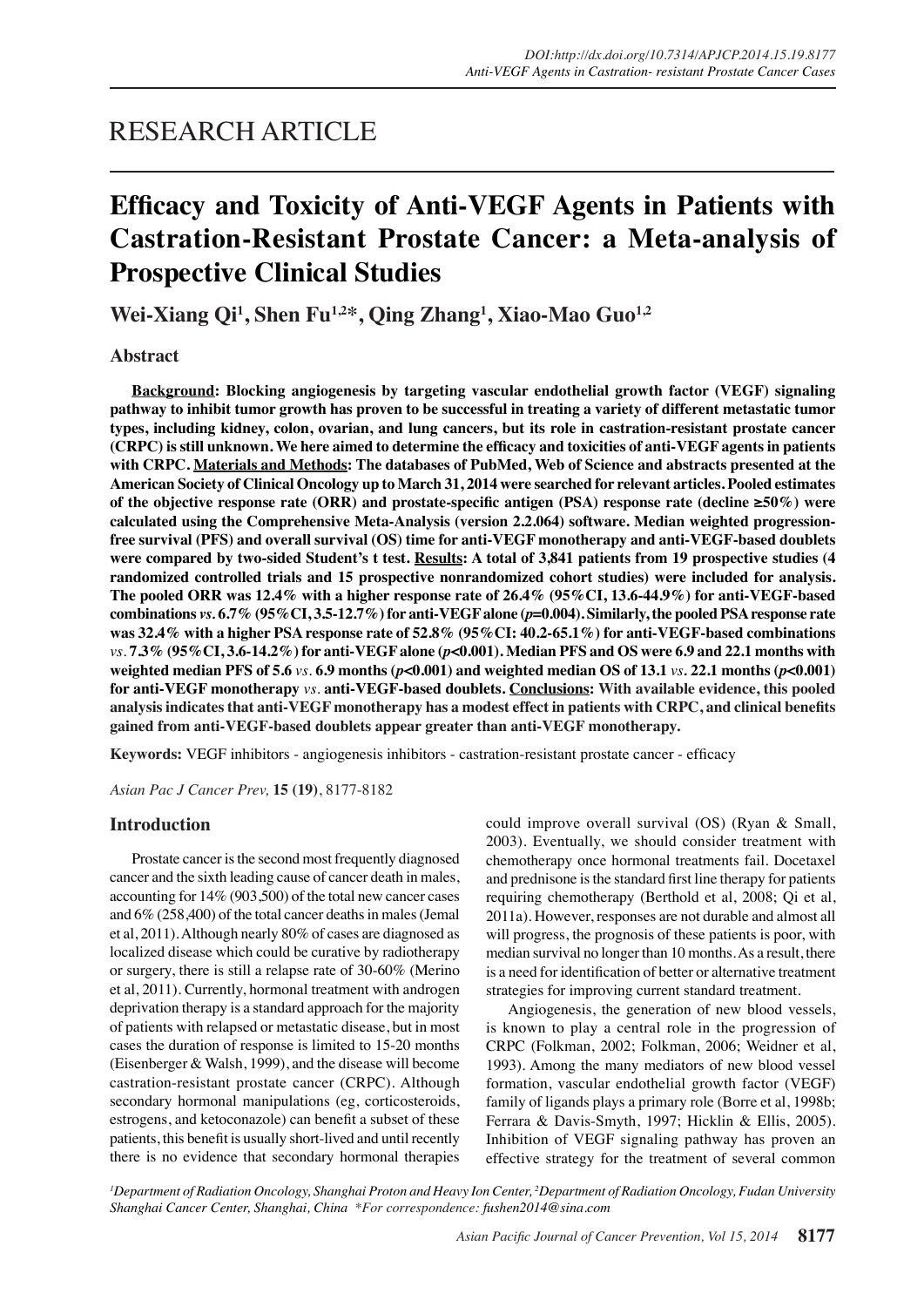RESEARCH ARTICLE

# Efficacy and Toxicity of Anti-VEGF Agents in Patients with Castration-Resistant Prostate Cancer: a Meta-analysis of Prospective Clinical Studies

**Wei-Xiang Qi[1], Shen Fu[1,2*], Qing Zhang[1], Xiao-Mao Guo[1,2]**

## Abstract

**Background: Blocking angiogenesis by targeting vascular endothelial growth factor (VEGF) signaling pathway to inhibit tumor growth has proven to be successful in treating a variety of different metastatic tumor types, including kidney, colon, ovarian, and lung cancers, but its role in castration-resistant prostate cancer (CRPC) is still unknown. We here aimed to determine the efficacy and toxicities of anti-VEGF agents in patients with CRPC. Materials and Methods: The databases of PubMed, Web of Science and abstracts presented at the American Society of Clinical Oncology up to March 31, 2014 were searched for relevant articles. Pooled estimates of the objective response rate (ORR) and prostate-specific antigen (PSA) response rate (decline ≥50%) were calculated using the Comprehensive Meta-Analysis (version 2.2.064) software. Median weighted progression-free survival (PFS) and overall survival (OS) time for anti-VEGF monotherapy and anti-VEGF-based doublets were compared by two-sided Student's t test. Results: A total of 3,841 patients from 19 prospective studies (4 randomized controlled trials and 15 prospective nonrandomized cohort studies) were included for analysis. The pooled ORR was 12.4% with a higher response rate of 26.4% (95%CI, 13.6-44.9%) for anti-VEGF-based combinations *vs.* 6.7% (95%CI, 3.5-12.7%) for anti-VEGF alone (*p*=0.004). Similarly, the pooled PSA response rate was 32.4% with a higher PSA response rate of 52.8% (95%CI: 40.2-65.1%) for anti-VEGF-based combinations *vs.* 7.3% (95%CI, 3.6-14.2%) for anti-VEGF alone (*p*<0.001). Median PFS and OS were 6.9 and 22.1 months with weighted median PFS of 5.6 *vs.* 6.9 months (*p*<0.001) and weighted median OS of 13.1 *vs.* 22.1 months (*p*<0.001) for anti-VEGF monotherapy *vs.* anti-VEGF-based doublets. Conclusions: With available evidence, this pooled analysis indicates that anti-VEGF monotherapy has a modest effect in patients with CRPC, and clinical benefits gained from anti-VEGF-based doublets appear greater than anti-VEGF monotherapy.**

**Keywords:** VEGF inhibitors - angiogenesis inhibitors - castration-resistant prostate cancer - efficacy

*Asian Pac J Cancer Prev,* **15 (19)**, 8177-8182

## Introduction

Prostate cancer is the second most frequently diagnosed cancer and the sixth leading cause of cancer death in males, accounting for 14% (903,500) of the total new cancer cases and 6% (258,400) of the total cancer deaths in males (Jemal et al, 2011). Although nearly 80% of cases are diagnosed as localized disease which could be curative by radiotherapy or surgery, there is still a relapse rate of 30-60% (Merino et al, 2011). Currently, hormonal treatment with androgen deprivation therapy is a standard approach for the majority of patients with relapsed or metastatic disease, but in most cases the duration of response is limited to 15-20 months (Eisenberger & Walsh, 1999), and the disease will become castration-resistant prostate cancer (CRPC). Although secondary hormonal manipulations (eg, corticosteroids, estrogens, and ketoconazole) can benefit a subset of these patients, this benefit is usually short-lived and until recently there is no evidence that secondary hormonal therapies could improve overall survival (OS) (Ryan & Small, 2003). Eventually, we should consider treatment with chemotherapy once hormonal treatments fail. Docetaxel and prednisone is the standard first line therapy for patients requiring chemotherapy (Berthold et al, 2008; Qi et al, 2011a). However, responses are not durable and almost all will progress, the prognosis of these patients is poor, with median survival no longer than 10 months. As a result, there is a need for identification of better or alternative treatment strategies for improving current standard treatment.

Angiogenesis, the generation of new blood vessels, is known to play a central role in the progression of CRPC (Folkman, 2002; Folkman, 2006; Weidner et al, 1993). Among the many mediators of new blood vessel formation, vascular endothelial growth factor (VEGF) family of ligands plays a primary role (Borre et al, 1998b; Ferrara & Davis-Smyth, 1997; Hicklin & Ellis, 2005). Inhibition of VEGF signaling pathway has proven an effective strategy for the treatment of several common

[1]*Department of Radiation Oncology, Shanghai Proton and Heavy Ion Center,* [2]*Department of Radiation Oncology, Fudan University Shanghai Cancer Center, Shanghai, China \*For correspondence: fushen2014@sina.com*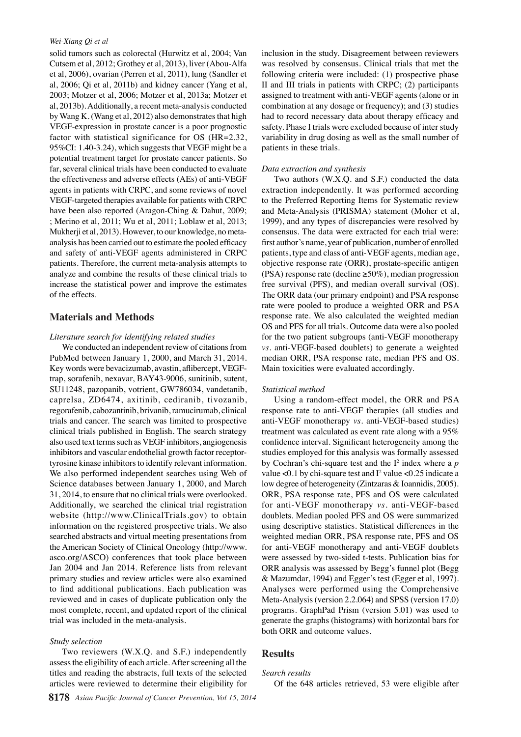solid tumors such as colorectal (Hurwitz et al, 2004; Van Cutsem et al, 2012; Grothey et al, 2013), liver (Abou-Alfa et al, 2006), ovarian (Perren et al, 2011), lung (Sandler et al, 2006; Qi et al, 2011b) and kidney cancer (Yang et al, 2003; Motzer et al, 2006; Motzer et al, 2013a; Motzer et al, 2013b). Additionally, a recent meta-analysis conducted by Wang K. (Wang et al, 2012) also demonstrates that high VEGF-expression in prostate cancer is a poor prognostic factor with statistical significance for OS (HR=2.32, 95%CI: 1.40-3.24), which suggests that VEGF might be a potential treatment target for prostate cancer patients. So far, several clinical trials have been conducted to evaluate the effectiveness and adverse effects (AEs) of anti-VEGF agents in patients with CRPC, and some reviews of novel VEGF-targeted therapies available for patients with CRPC have been also reported (Aragon-Ching & Dahut, 2009; ; Merino et al, 2011; Wu et al, 2011; Loblaw et al, 2013; Mukherji et al, 2013). However, to our knowledge, no meta-analysis has been carried out to estimate the pooled efficacy and safety of anti-VEGF agents administered in CRPC patients. Therefore, the current meta-analysis attempts to analyze and combine the results of these clinical trials to increase the statistical power and improve the estimates of the effects.

## Materials and Methods

*Literature search for identifying related studies*

We conducted an independent review of citations from PubMed between January 1, 2000, and March 31, 2014. Key words were bevacizumab, avastin, aflibercept, VEGF-trap, sorafenib, nexavar, BAY43-9006, sunitinib, sutent, SU11248, pazopanib, votrient, GW786034, vandetanib, caprelsa, ZD6474, axitinib, cediranib, tivozanib, regorafenib, cabozantinib, brivanib, ramucirumab, clinical trials and cancer. The search was limited to prospective clinical trials published in English. The search strategy also used text terms such as VEGF inhibitors, angiogenesis inhibitors and vascular endothelial growth factor receptor-tyrosine kinase inhibitors to identify relevant information. We also performed independent searches using Web of Science databases between January 1, 2000, and March 31, 2014, to ensure that no clinical trials were overlooked. Additionally, we searched the clinical trial registration website (http://www.ClinicalTrials.gov) to obtain information on the registered prospective trials. We also searched abstracts and virtual meeting presentations from the American Society of Clinical Oncology (http://www.asco.org/ASCO) conferences that took place between Jan 2004 and Jan 2014. Reference lists from relevant primary studies and review articles were also examined to find additional publications. Each publication was reviewed and in cases of duplicate publication only the most complete, recent, and updated report of the clinical trial was included in the meta-analysis.

*Study selection*

Two reviewers (W.X.Q. and S.F.) independently assess the eligibility of each article. After screening all the titles and reading the abstracts, full texts of the selected articles were reviewed to determine their eligibility for inclusion in the study. Disagreement between reviewers was resolved by consensus. Clinical trials that met the following criteria were included: (1) prospective phase II and III trials in patients with CRPC; (2) participants assigned to treatment with anti-VEGF agents (alone or in combination at any dosage or frequency); and (3) studies had to record necessary data about therapy efficacy and safety. Phase I trials were excluded because of inter study variability in drug dosing as well as the small number of patients in these trials.

*Data extraction and synthesis*

Two authors (W.X.Q. and S.F.) conducted the data extraction independently. It was performed according to the Preferred Reporting Items for Systematic review and Meta-Analysis (PRISMA) statement (Moher et al, 1999), and any types of discrepancies were resolved by consensus. The data were extracted for each trial were: first author's name, year of publication, number of enrolled patients, type and class of anti-VEGF agents, median age, objective response rate (ORR), prostate-specific antigen (PSA) response rate (decline ≥50%), median progression free survival (PFS), and median overall survival (OS). The ORR data (our primary endpoint) and PSA response rate were pooled to produce a weighted ORR and PSA response rate. We also calculated the weighted median OS and PFS for all trials. Outcome data were also pooled for the two patient subgroups (anti-VEGF monotherapy *vs*. anti-VEGF-based doublets) to generate a weighted median ORR, PSA response rate, median PFS and OS. Main toxicities were evaluated accordingly.

*Statistical method*

Using a random-effect model, the ORR and PSA response rate to anti-VEGF therapies (all studies and anti-VEGF monotherapy *vs*. anti-VEGF-based studies) treatment was calculated as event rate along with a 95% confidence interval. Significant heterogeneity among the studies employed for this analysis was formally assessed by Cochran's chi-square test and the $I^2$ index where a $p$ value <0.1 by chi-square test and $I^2$ value <0.25 indicate a low degree of heterogeneity (Zintzaras & Ioannidis, 2005). ORR, PSA response rate, PFS and OS were calculated for anti-VEGF monotherapy *vs*. anti-VEGF-based doublets. Median pooled PFS and OS were summarized using descriptive statistics. Statistical differences in the weighted median ORR, PSA response rate, PFS and OS for anti-VEGF monotherapy and anti-VEGF doublets were assessed by two-sided t-tests. Publication bias for ORR analysis was assessed by Begg's funnel plot (Begg & Mazumdar, 1994) and Egger's test (Egger et al, 1997). Analyses were performed using the Comprehensive Meta-Analysis (version 2.2.064) and SPSS (version 17.0) programs. GraphPad Prism (version 5.01) was used to generate the graphs (histograms) with horizontal bars for both ORR and outcome values.

## Results

*Search results*

Of the 648 articles retrieved, 53 were eligible after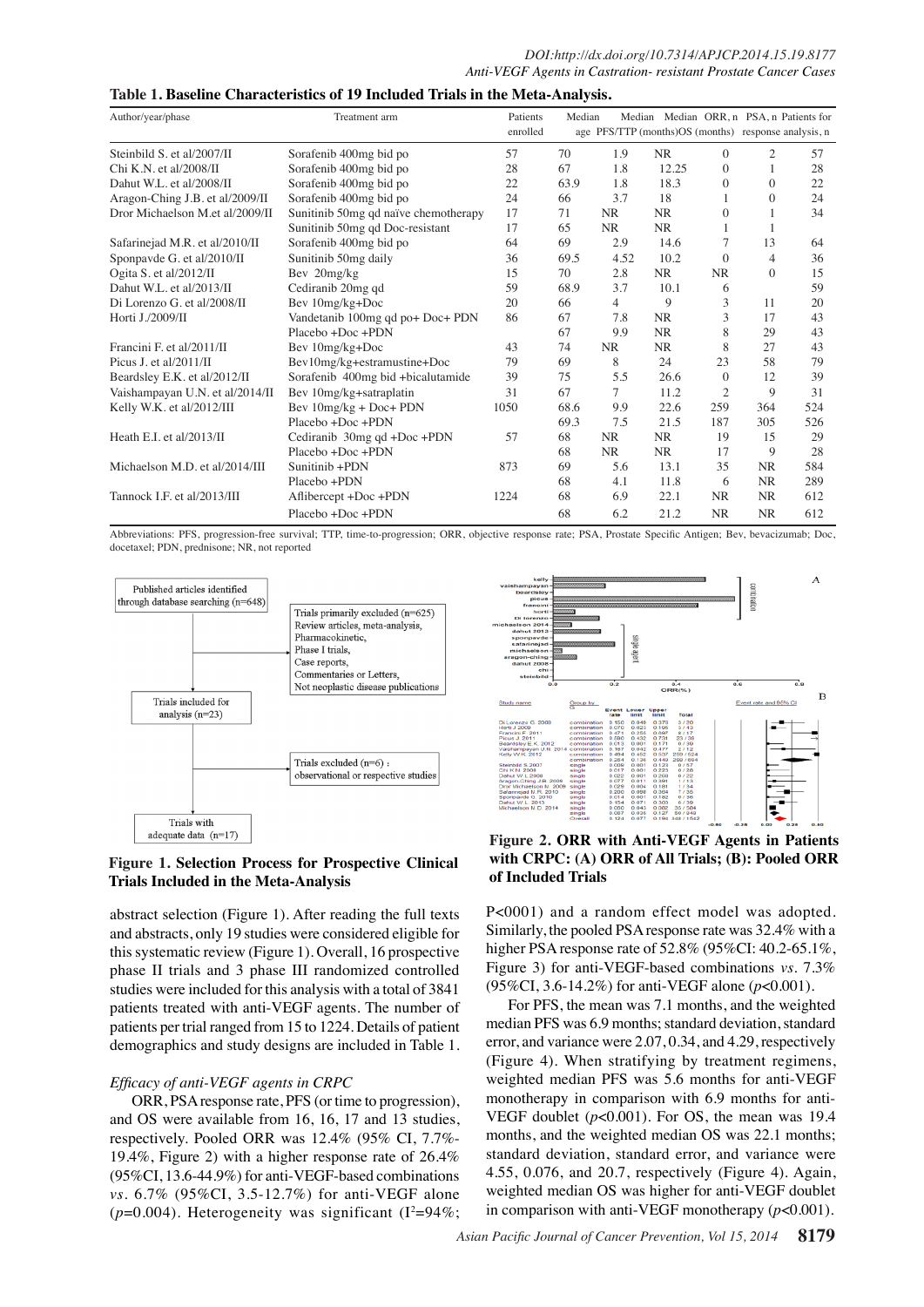**Table 1. Baseline Characteristics of 19 Included Trials in the Meta-Analysis.**

| Author/year/phase | Treatment arm | Patients enrolled | Median age | Median PFS/TTP (months) | Median OS (months) | ORR, n | PSA, n | Patients for response analysis, n |
|---|---|---|---|---|---|---|---|---|
| Steinbild S. et al/2007/II | Sorafenib 400mg bid po | 57 | 70 | 1.9 | NR | 0 | 2 | 57 |
| Chi K.N. et al/2008/II | Sorafenib 400mg bid po | 28 | 67 | 1.8 | 12.25 | 0 | 1 | 28 |
| Dahut W.L. et al/2008/II | Sorafenib 400mg bid po | 22 | 63.9 | 1.8 | 18.3 | 0 | 0 | 22 |
| Aragon-Ching J.B. et al/2009/II | Sorafenib 400mg bid po | 24 | 66 | 3.7 | 18 | 1 | 0 | 24 |
| Dror Michaelson M.et al/2009/II | Sunitinib 50mg qd naïve chemotherapy | 17 | 71 | NR | NR | 0 | 1 | 34 |
| | Sunitinib 50mg qd Doc-resistant | 17 | 65 | NR | NR | 1 | 1 | |
| Safarinejad M.R. et al/2010/II | Sorafenib 400mg bid po | 64 | 69 | 2.9 | 14.6 | 7 | 13 | 64 |
| Sponpavde G. et al/2010/II | Sunitinib 50mg daily | 36 | 69.5 | 4.52 | 10.2 | 0 | 4 | 36 |
| Ogita S. et al/2012/II | Bev 20mg/kg | 15 | 70 | 2.8 | NR | NR | 0 | 15 |
| Dahut W.L. et al/2013/II | Cediranib 20mg qd | 59 | 68.9 | 3.7 | 10.1 | 6 | | 59 |
| Di Lorenzo G. et al/2008/II | Bev 10mg/kg+Doc | 20 | 66 | 4 | 9 | 3 | 11 | 20 |
| Horti J./2009/II | Vandetanib 100mg qd po+ Doc+ PDN | 86 | 67 | 7.8 | NR | 3 | 17 | 43 |
| | Placebo +Doc +PDN | | 67 | 9.9 | NR | 8 | 29 | 43 |
| Francini F. et al/2011/II | Bev 10mg/kg+Doc | 43 | 74 | NR | NR | 8 | 27 | 43 |
| Picus J. et al/2011/II | Bev10mg/kg+estramustine+Doc | 79 | 69 | 8 | 24 | 23 | 58 | 79 |
| Beardsley E.K. et al/2012/II | Sorafenib 400mg bid +bicalutamide | 39 | 75 | 5.5 | 26.6 | 0 | 12 | 39 |
| Vaishampayan U.N. et al/2014/II | Bev 10mg/kg+satraplatin | 31 | 67 | 7 | 11.2 | 2 | 9 | 31 |
| Kelly W.K. et al/2012/III | Bev 10mg/kg + Doc+ PDN | 1050 | 68.6 | 9.9 | 22.6 | 259 | 364 | 524 |
| | Placebo +Doc +PDN | | 69.3 | 7.5 | 21.5 | 187 | 305 | 526 |
| Heath E.I. et al/2013/II | Cediranib 30mg qd +Doc +PDN | 57 | 68 | NR | NR | 19 | 15 | 29 |
| | Placebo +Doc +PDN | | 68 | NR | NR | 17 | 9 | 28 |
| Michaelson M.D. et al/2014/III | Sunitinib +PDN | 873 | 69 | 5.6 | 13.1 | 35 | NR | 584 |
| | Placebo +PDN | | 68 | 4.1 | 11.8 | 6 | NR | 289 |
| Tannock I.F. et al/2013/III | Aflibercept +Doc +PDN | 1224 | 68 | 6.9 | 22.1 | NR | NR | 612 |
| | Placebo +Doc +PDN | | 68 | 6.2 | 21.2 | NR | NR | 612 |

Abbreviations: PFS, progression-free survival; TTP, time-to-progression; ORR, objective response rate; PSA, Prostate Specific Antigen; Bev, bevacizumab; Doc, docetaxel; PDN, prednisone; NR, not reported

**Figure 1. Selection Process for Prospective Clinical Trials Included in the Meta-Analysis**

**Figure 2. ORR with Anti-VEGF Agents in Patients with CRPC: (A) ORR of All Trials; (B): Pooled ORR of Included Trials**

abstract selection (Figure 1). After reading the full texts and abstracts, only 19 studies were considered eligible for this systematic review (Figure 1). Overall, 16 prospective phase II trials and 3 phase III randomized controlled studies were included for this analysis with a total of 3841 patients treated with anti-VEGF agents. The number of patients per trial ranged from 15 to 1224. Details of patient demographics and study designs are included in Table 1.

*Efficacy of anti-VEGF agents in CRPC*

ORR, PSA response rate, PFS (or time to progression), and OS were available from 16, 16, 17 and 13 studies, respectively. Pooled ORR was 12.4% (95% CI, 7.7%-19.4%, Figure 2) with a higher response rate of 26.4% (95%CI, 13.6-44.9%) for anti-VEGF-based combinations *vs*. 6.7% (95%CI, 3.5-12.7%) for anti-VEGF alone ($p$=0.004). Heterogeneity was significant ($I^2$=94%; P<0001) and a random effect model was adopted. Similarly, the pooled PSA response rate was 32.4% with a higher PSA response rate of 52.8% (95%CI: 40.2-65.1%, Figure 3) for anti-VEGF-based combinations *vs*. 7.3% (95%CI, 3.6-14.2%) for anti-VEGF alone ($p$<0.001).

For PFS, the mean was 7.1 months, and the weighted median PFS was 6.9 months; standard deviation, standard error, and variance were 2.07, 0.34, and 4.29, respectively (Figure 4). When stratifying by treatment regimens, weighted median PFS was 5.6 months for anti-VEGF monotherapy in comparison with 6.9 months for anti-VEGF doublet ($p$<0.001). For OS, the mean was 19.4 months, and the weighted median OS was 22.1 months; standard deviation, standard error, and variance were 4.55, 0.076, and 20.7, respectively (Figure 4). Again, weighted median OS was higher for anti-VEGF doublet in comparison with anti-VEGF monotherapy ($p$<0.001).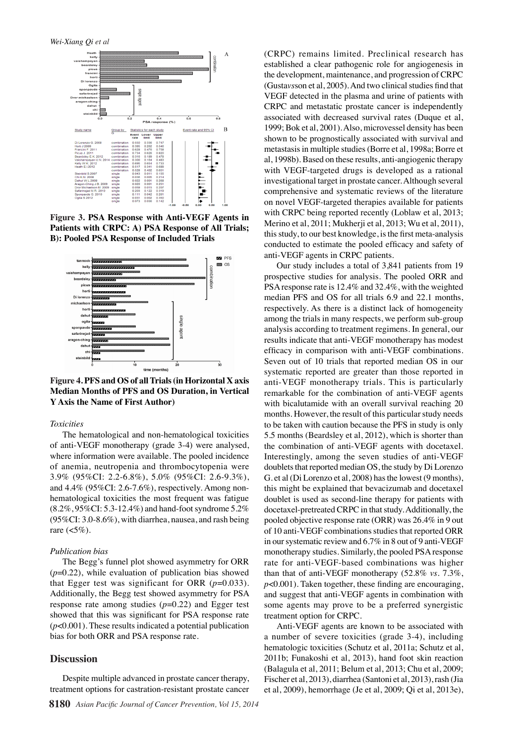Figure 3. PSA Response with Anti-VEGF Agents in Patients with CRPC: A) PSA Response of All Trials; B): Pooled PSA Response of Included Trials

Figure 4. PFS and OS of all Trials (in Horizontal X axis Median Months of PFS and OS Duration, in Vertical Y Axis the Name of First Author)

### *Toxicities*

The hematological and non-hematological toxicities of anti-VEGF monotherapy (grade 3-4) were analysed, where information were available. The pooled incidence of anemia, neutropenia and thrombocytopenia were 3.9% (95%CI: 2.2-6.8%), 5.0% (95%CI: 2.6-9.3%), and 4.4% (95%CI: 2.6-7.6%), respectively. Among non-hematological toxicities the most frequent was fatigue (8.2%, 95%CI: 5.3-12.4%) and hand-foot syndrome 5.2% (95%CI: 3.0-8.6%), with diarrhea, nausea, and rash being rare (<5%).

### *Publication bias*

The Begg's funnel plot showed asymmetry for ORR ($p$=0.22), while evaluation of publication bias showed that Egger test was significant for ORR ($p$=0.033). Additionally, the Begg test showed asymmetry for PSA response rate among studies ($p$=0.22) and Egger test showed that this was significant for PSA response rate ($p$<0.001). These results indicated a potential publication bias for both ORR and PSA response rate.

## Discussion

Despite multiple advanced in prostate cancer therapy, treatment options for castration-resistant prostate cancer (CRPC) remains limited. Preclinical research has established a clear pathogenic role for angiogenesis in the development, maintenance, and progression of CRPC (Gustav*ss*on et al, 2005). And two clinical studies find that VEGF detected in the plasma and urine of patients with CRPC and metastatic prostate cancer is independently associated with decreased survival rates (Duque et al, 1999; Bok et al, 2001). Also, microvessel density has been shown to be prognostically associated with survival and metastasis in multiple studies (Borre et al, 1998a; Borre et al, 1998b). Based on these results, anti-angiogenic therapy with VEGF-targeted drugs is developed as a rational investigational target in prostate cancer. Although several comprehensive and systematic reviews of the literature on novel VEGF-targeted therapies available for patients with CRPC being reported recently (Loblaw et al, 2013; Merino et al, 2011; Mukherji et al, 2013; Wu et al, 2011), this study, to our best knowledge, is the first meta-analysis conducted to estimate the pooled efficacy and safety of anti-VEGF agents in CRPC patients.

Our study includes a total of 3,841 patients from 19 prospective studies for analysis. The pooled ORR and PSA response rate is 12.4% and 32.4%, with the weighted median PFS and OS for all trials 6.9 and 22.1 months, respectively. As there is a distinct lack of homogeneity among the trials in many respects, we perform sub-group analysis according to treatment regimens. In general, our results indicate that anti-VEGF monotherapy has modest efficacy in comparison with anti-VEGF combinations. Seven out of 10 trials that reported median OS in our systematic reported are greater than those reported in anti-VEGF monotherapy trials. This is particularly remarkable for the combination of anti-VEGF agents with bicalutamide with an overall survival reaching 20 months. However, the result of this particular study needs to be taken with caution because the PFS in study is only 5.5 months (Beardsley et al, 2012), which is shorter than the combination of anti-VEGF agents with docetaxel. Interestingly, among the seven studies of anti-VEGF doublets that reported median OS, the study by Di Lorenzo G. et al (Di Lorenzo et al, 2008) has the lowest (9 months), this might be explained that bevacizumab and docetaxel doublet is used as second-line therapy for patients with docetaxel-pretreated CRPC in that study. Additionally, the pooled objective response rate (ORR) was 26.4% in 9 out of 10 anti-VEGF combinations studies that reported ORR in our systematic review and 6.7% in 8 out of 9 anti-VEGF monotherapy studies. Similarly, the pooled PSA response rate for anti-VEGF-based combinations was higher than that of anti-VEGF monotherapy (52.8% *vs*. 7.3%, $p$<0.001). Taken together, these finding are encouraging, and suggest that anti-VEGF agents in combination with some agents may prove to be a preferred synergistic treatment option for CRPC.

Anti-VEGF agents are known to be associated with a number of severe toxicities (grade 3-4), including hematologic toxicities (Schutz et al, 2011a; Schutz et al, 2011b; Funakoshi et al, 2013), hand foot skin reaction (Balagula et al, 2011; Belum et al, 2013; Chu et al, 2009; Fischer et al, 2013), diarrhea (Santoni et al, 2013), rash (Jia et al, 2009), hemorrhage (Je et al, 2009; Qi et al, 2013e),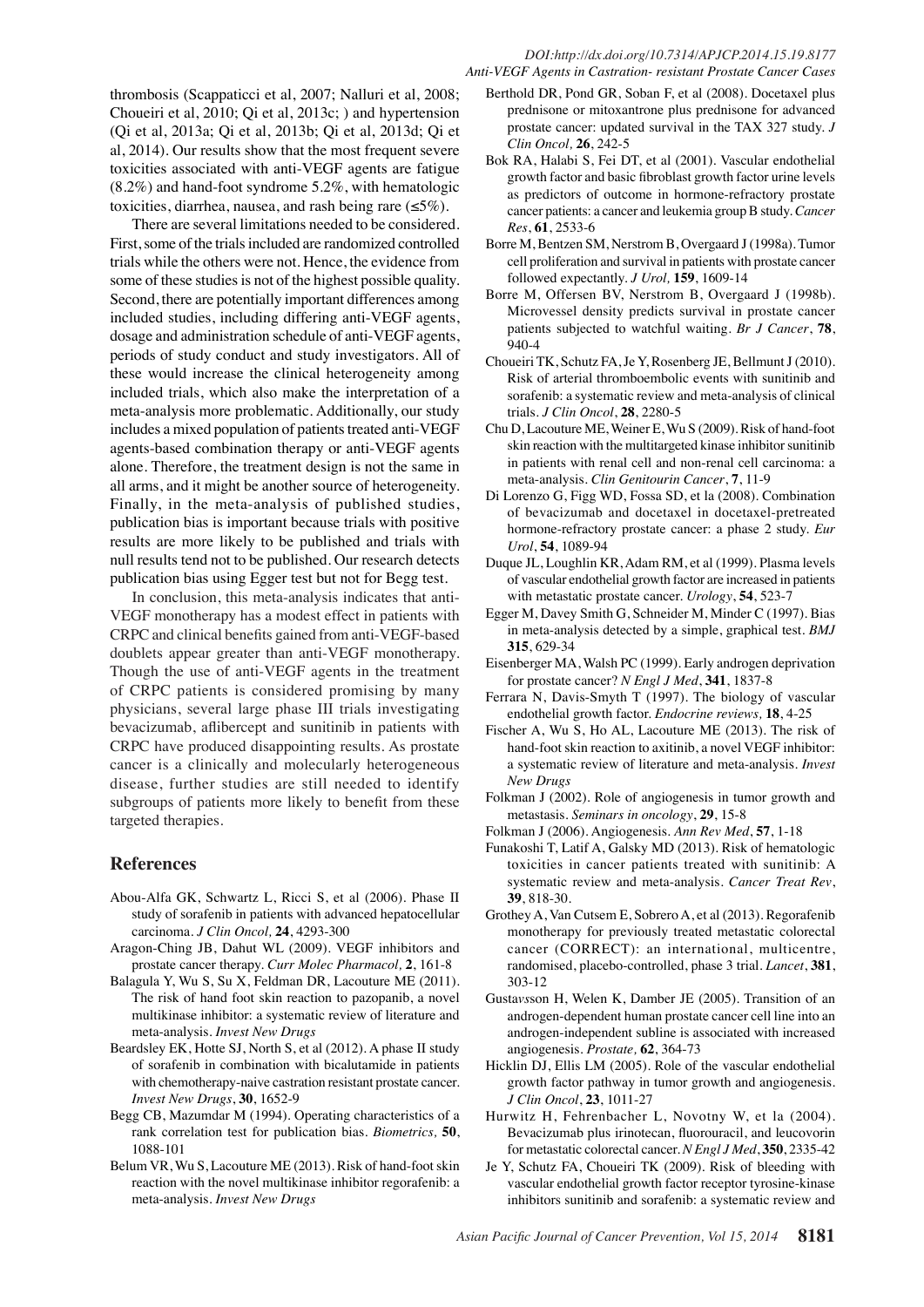thrombosis (Scappaticci et al, 2007; Nalluri et al, 2008; Choueiri et al, 2010; Qi et al, 2013c; ) and hypertension (Qi et al, 2013a; Qi et al, 2013b; Qi et al, 2013d; Qi et al, 2014). Our results show that the most frequent severe toxicities associated with anti-VEGF agents are fatigue (8.2%) and hand-foot syndrome 5.2%, with hematologic toxicities, diarrhea, nausea, and rash being rare (≤5%).

There are several limitations needed to be considered. First, some of the trials included are randomized controlled trials while the others were not. Hence, the evidence from some of these studies is not of the highest possible quality. Second, there are potentially important differences among included studies, including differing anti-VEGF agents, dosage and administration schedule of anti-VEGF agents, periods of study conduct and study investigators. All of these would increase the clinical heterogeneity among included trials, which also make the interpretation of a meta-analysis more problematic. Additionally, our study includes a mixed population of patients treated anti-VEGF agents-based combination therapy or anti-VEGF agents alone. Therefore, the treatment design is not the same in all arms, and it might be another source of heterogeneity. Finally, in the meta-analysis of published studies, publication bias is important because trials with positive results are more likely to be published and trials with null results tend not to be published. Our research detects publication bias using Egger test but not for Begg test.

In conclusion, this meta-analysis indicates that anti-VEGF monotherapy has a modest effect in patients with CRPC and clinical benefits gained from anti-VEGF-based doublets appear greater than anti-VEGF monotherapy. Though the use of anti-VEGF agents in the treatment of CRPC patients is considered promising by many physicians, several large phase III trials investigating bevacizumab, aflibercept and sunitinib in patients with CRPC have produced disappointing results. As prostate cancer is a clinically and molecularly heterogeneous disease, further studies are still needed to identify subgroups of patients more likely to benefit from these targeted therapies.

## References

Abou-Alfa GK, Schwartz L, Ricci S, et al (2006). Phase II study of sorafenib in patients with advanced hepatocellular carcinoma. *J Clin Oncol,* **24**, 4293-300

Aragon-Ching JB, Dahut WL (2009). VEGF inhibitors and prostate cancer therapy. *Curr Molec Pharmacol,* **2**, 161-8

Balagula Y, Wu S, Su X, Feldman DR, Lacouture ME (2011). The risk of hand foot skin reaction to pazopanib, a novel multikinase inhibitor: a systematic review of literature and meta-analysis. *Invest New Drugs*

Beardsley EK, Hotte SJ, North S, et al (2012). A phase II study of sorafenib in combination with bicalutamide in patients with chemotherapy-naive castration resistant prostate cancer. *Invest New Drugs*, **30**, 1652-9

Begg CB, Mazumdar M (1994). Operating characteristics of a rank correlation test for publication bias. *Biometrics,* **50**, 1088-101

Belum VR, Wu S, Lacouture ME (2013). Risk of hand-foot skin reaction with the novel multikinase inhibitor regorafenib: a meta-analysis. *Invest New Drugs*

Berthold DR, Pond GR, Soban F, et al (2008). Docetaxel plus prednisone or mitoxantrone plus prednisone for advanced prostate cancer: updated survival in the TAX 327 study. *J Clin Oncol,* **26**, 242-5

Bok RA, Halabi S, Fei DT, et al (2001). Vascular endothelial growth factor and basic fibroblast growth factor urine levels as predictors of outcome in hormone-refractory prostate cancer patients: a cancer and leukemia group B study. *Cancer Res*, **61**, 2533-6

Borre M, Bentzen SM, Nerstrom B, Overgaard J (1998a). Tumor cell proliferation and survival in patients with prostate cancer followed expectantly. *J Urol,* **159**, 1609-14

Borre M, Offersen BV, Nerstrom B, Overgaard J (1998b). Microvessel density predicts survival in prostate cancer patients subjected to watchful waiting. *Br J Cancer*, **78**, 940-4

Choueiri TK, Schutz FA, Je Y, Rosenberg JE, Bellmunt J (2010). Risk of arterial thromboembolic events with sunitinib and sorafenib: a systematic review and meta-analysis of clinical trials. *J Clin Oncol*, **28**, 2280-5

Chu D, Lacouture ME, Weiner E, Wu S (2009). Risk of hand-foot skin reaction with the multitargeted kinase inhibitor sunitinib in patients with renal cell and non-renal cell carcinoma: a meta-analysis. *Clin Genitourin Cancer*, **7**, 11-9

Di Lorenzo G, Figg WD, Fossa SD, et la (2008). Combination of bevacizumab and docetaxel in docetaxel-pretreated hormone-refractory prostate cancer: a phase 2 study. *Eur Urol*, **54**, 1089-94

Duque JL, Loughlin KR, Adam RM, et al (1999). Plasma levels of vascular endothelial growth factor are increased in patients with metastatic prostate cancer. *Urology*, **54**, 523-7

Egger M, Davey Smith G, Schneider M, Minder C (1997). Bias in meta-analysis detected by a simple, graphical test. *BMJ* **315**, 629-34

Eisenberger MA, Walsh PC (1999). Early androgen deprivation for prostate cancer? *N Engl J Med*, **341**, 1837-8

Ferrara N, Davis-Smyth T (1997). The biology of vascular endothelial growth factor. *Endocrine reviews,* **18**, 4-25

Fischer A, Wu S, Ho AL, Lacouture ME (2013). The risk of hand-foot skin reaction to axitinib, a novel VEGF inhibitor: a systematic review of literature and meta-analysis. *Invest New Drugs*

Folkman J (2002). Role of angiogenesis in tumor growth and metastasis. *Seminars in oncology*, **29**, 15-8

Folkman J (2006). Angiogenesis. *Ann Rev Med*, **57**, 1-18

Funakoshi T, Latif A, Galsky MD (2013). Risk of hematologic toxicities in cancer patients treated with sunitinib: A systematic review and meta-analysis. *Cancer Treat Rev*, **39**, 818-30.

Grothey A, Van Cutsem E, Sobrero A, et al (2013). Regorafenib monotherapy for previously treated metastatic colorectal cancer (CORRECT): an international, multicentre, randomised, placebo-controlled, phase 3 trial. *Lancet*, **381**, 303-12

Gustavsson H, Welen K, Damber JE (2005). Transition of an androgen-dependent human prostate cancer cell line into an androgen-independent subline is associated with increased angiogenesis. *Prostate,* **62**, 364-73

Hicklin DJ, Ellis LM (2005). Role of the vascular endothelial growth factor pathway in tumor growth and angiogenesis. *J Clin Oncol*, **23**, 1011-27

Hurwitz H, Fehrenbacher L, Novotny W, et la (2004). Bevacizumab plus irinotecan, fluorouracil, and leucovorin for metastatic colorectal cancer. *N Engl J Med*, **350**, 2335-42

Je Y, Schutz FA, Choueiri TK (2009). Risk of bleeding with vascular endothelial growth factor receptor tyrosine-kinase inhibitors sunitinib and sorafenib: a systematic review and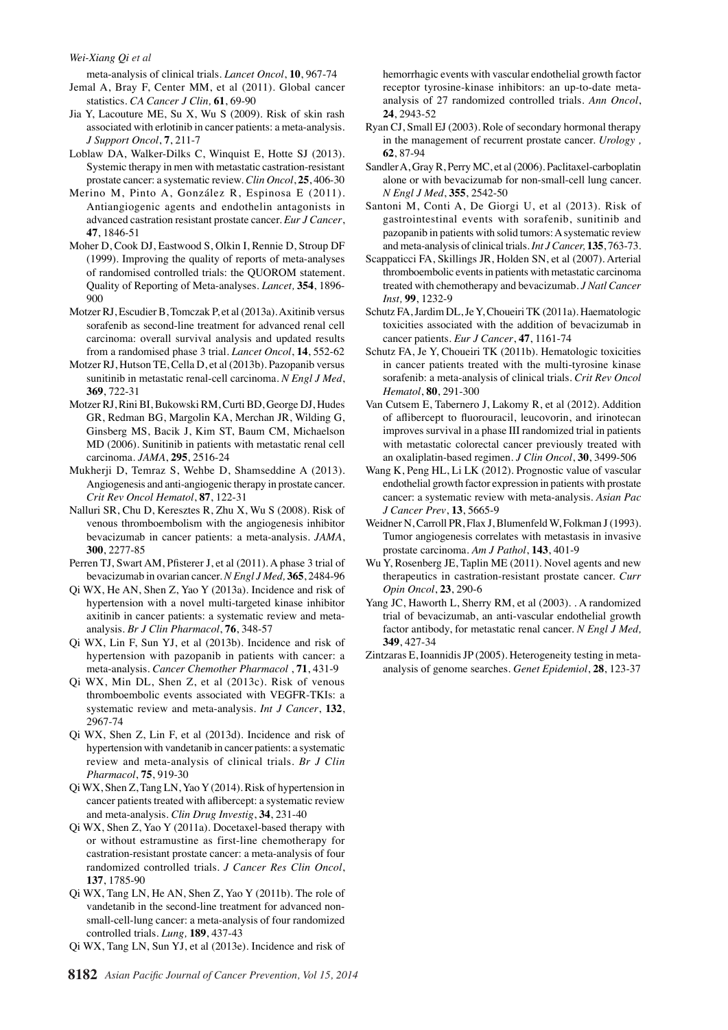meta-analysis of clinical trials. *Lancet Oncol*, **10**, 967-74

Jemal A, Bray F, Center MM, et al (2011). Global cancer statistics. *CA Cancer J Clin,* **61**, 69-90

Jia Y, Lacouture ME, Su X, Wu S (2009). Risk of skin rash associated with erlotinib in cancer patients: a meta-analysis. *J Support Oncol*, **7**, 211-7

Loblaw DA, Walker-Dilks C, Winquist E, Hotte SJ (2013). Systemic therapy in men with metastatic castration-resistant prostate cancer: a systematic review. *Clin Oncol*, **25**, 406-30

Merino M, Pinto A, González R, Espinosa E (2011). Antiangiogenic agents and endothelin antagonists in advanced castration resistant prostate cancer. *Eur J Cancer*, **47**, 1846-51

Moher D, Cook DJ, Eastwood S, Olkin I, Rennie D, Stroup DF (1999). Improving the quality of reports of meta-analyses of randomised controlled trials: the QUOROM statement. Quality of Reporting of Meta-analyses. *Lancet,* **354**, 1896-900

Motzer RJ, Escudier B, Tomczak P, et al (2013a). Axitinib versus sorafenib as second-line treatment for advanced renal cell carcinoma: overall survival analysis and updated results from a randomised phase 3 trial. *Lancet Oncol*, **14**, 552-62

Motzer RJ, Hutson TE, Cella D, et al (2013b). Pazopanib versus sunitinib in metastatic renal-cell carcinoma. *N Engl J Med*, **369**, 722-31

Motzer RJ, Rini BI, Bukowski RM, Curti BD, George DJ, Hudes GR, Redman BG, Margolin KA, Merchan JR, Wilding G, Ginsberg MS, Bacik J, Kim ST, Baum CM, Michaelson MD (2006). Sunitinib in patients with metastatic renal cell carcinoma. *JAMA*, **295**, 2516-24

Mukherji D, Temraz S, Wehbe D, Shamseddine A (2013). Angiogenesis and anti-angiogenic therapy in prostate cancer. *Crit Rev Oncol Hematol*, **87**, 122-31

Nalluri SR, Chu D, Keresztes R, Zhu X, Wu S (2008). Risk of venous thromboembolism with the angiogenesis inhibitor bevacizumab in cancer patients: a meta-analysis. *JAMA*, **300**, 2277-85

Perren TJ, Swart AM, Pfisterer J, et al (2011). A phase 3 trial of bevacizumab in ovarian cancer. *N Engl J Med,* **365**, 2484-96

Qi WX, He AN, Shen Z, Yao Y (2013a). Incidence and risk of hypertension with a novel multi-targeted kinase inhibitor axitinib in cancer patients: a systematic review and meta-analysis. *Br J Clin Pharmacol*, **76**, 348-57

Qi WX, Lin F, Sun YJ, et al (2013b). Incidence and risk of hypertension with pazopanib in patients with cancer: a meta-analysis. *Cancer Chemother Pharmacol* , **71**, 431-9

Qi WX, Min DL, Shen Z, et al (2013c). Risk of venous thromboembolic events associated with VEGFR-TKIs: a systematic review and meta-analysis. *Int J Cancer*, **132**, 2967-74

Qi WX, Shen Z, Lin F, et al (2013d). Incidence and risk of hypertension with vandetanib in cancer patients: a systematic review and meta-analysis of clinical trials. *Br J Clin Pharmacol*, **75**, 919-30

Qi WX, Shen Z, Tang LN, Yao Y (2014). Risk of hypertension in cancer patients treated with aflibercept: a systematic review and meta-analysis. *Clin Drug Investig*, **34**, 231-40

Qi WX, Shen Z, Yao Y (2011a). Docetaxel-based therapy with or without estramustine as first-line chemotherapy for castration-resistant prostate cancer: a meta-analysis of four randomized controlled trials. *J Cancer Res Clin Oncol*, **137**, 1785-90

Qi WX, Tang LN, He AN, Shen Z, Yao Y (2011b). The role of vandetanib in the second-line treatment for advanced non-small-cell-lung cancer: a meta-analysis of four randomized controlled trials. *Lung,* **189**, 437-43

Qi WX, Tang LN, Sun YJ, et al (2013e). Incidence and risk of hemorrhagic events with vascular endothelial growth factor receptor tyrosine-kinase inhibitors: an up-to-date meta-analysis of 27 randomized controlled trials. *Ann Oncol*, **24**, 2943-52

Ryan CJ, Small EJ (2003). Role of secondary hormonal therapy in the management of recurrent prostate cancer. *Urology ,* **62**, 87-94

Sandler A, Gray R, Perry MC, et al (2006). Paclitaxel-carboplatin alone or with bevacizumab for non-small-cell lung cancer. *N Engl J Med*, **355**, 2542-50

Santoni M, Conti A, De Giorgi U, et al (2013). Risk of gastrointestinal events with sorafenib, sunitinib and pazopanib in patients with solid tumors: A systematic review and meta-analysis of clinical trials. *Int J Cancer,* **135**, 763-73.

Scappaticci FA, Skillings JR, Holden SN, et al (2007). Arterial thromboembolic events in patients with metastatic carcinoma treated with chemotherapy and bevacizumab. *J Natl Cancer Inst,* **99**, 1232-9

Schutz FA, Jardim DL, Je Y, Choueiri TK (2011a). Haematologic toxicities associated with the addition of bevacizumab in cancer patients. *Eur J Cancer*, **47**, 1161-74

Schutz FA, Je Y, Choueiri TK (2011b). Hematologic toxicities in cancer patients treated with the multi-tyrosine kinase sorafenib: a meta-analysis of clinical trials. *Crit Rev Oncol Hematol*, **80**, 291-300

Van Cutsem E, Tabernero J, Lakomy R, et al (2012). Addition of aflibercept to fluorouracil, leucovorin, and irinotecan improves survival in a phase III randomized trial in patients with metastatic colorectal cancer previously treated with an oxaliplatin-based regimen. *J Clin Oncol*, **30**, 3499-506

Wang K, Peng HL, Li LK (2012). Prognostic value of vascular endothelial growth factor expression in patients with prostate cancer: a systematic review with meta-analysis. *Asian Pac J Cancer Prev*, **13**, 5665-9

Weidner N, Carroll PR, Flax J, Blumenfeld W, Folkman J (1993). Tumor angiogenesis correlates with metastasis in invasive prostate carcinoma. *Am J Pathol*, **143**, 401-9

Wu Y, Rosenberg JE, Taplin ME (2011). Novel agents and new therapeutics in castration-resistant prostate cancer. *Curr Opin Oncol*, **23**, 290-6

Yang JC, Haworth L, Sherry RM, et al (2003). . A randomized trial of bevacizumab, an anti-vascular endothelial growth factor antibody, for metastatic renal cancer. *N Engl J Med,* **349**, 427-34

Zintzaras E, Ioannidis JP (2005). Heterogeneity testing in meta-analysis of genome searches. *Genet Epidemiol*, **28**, 123-37